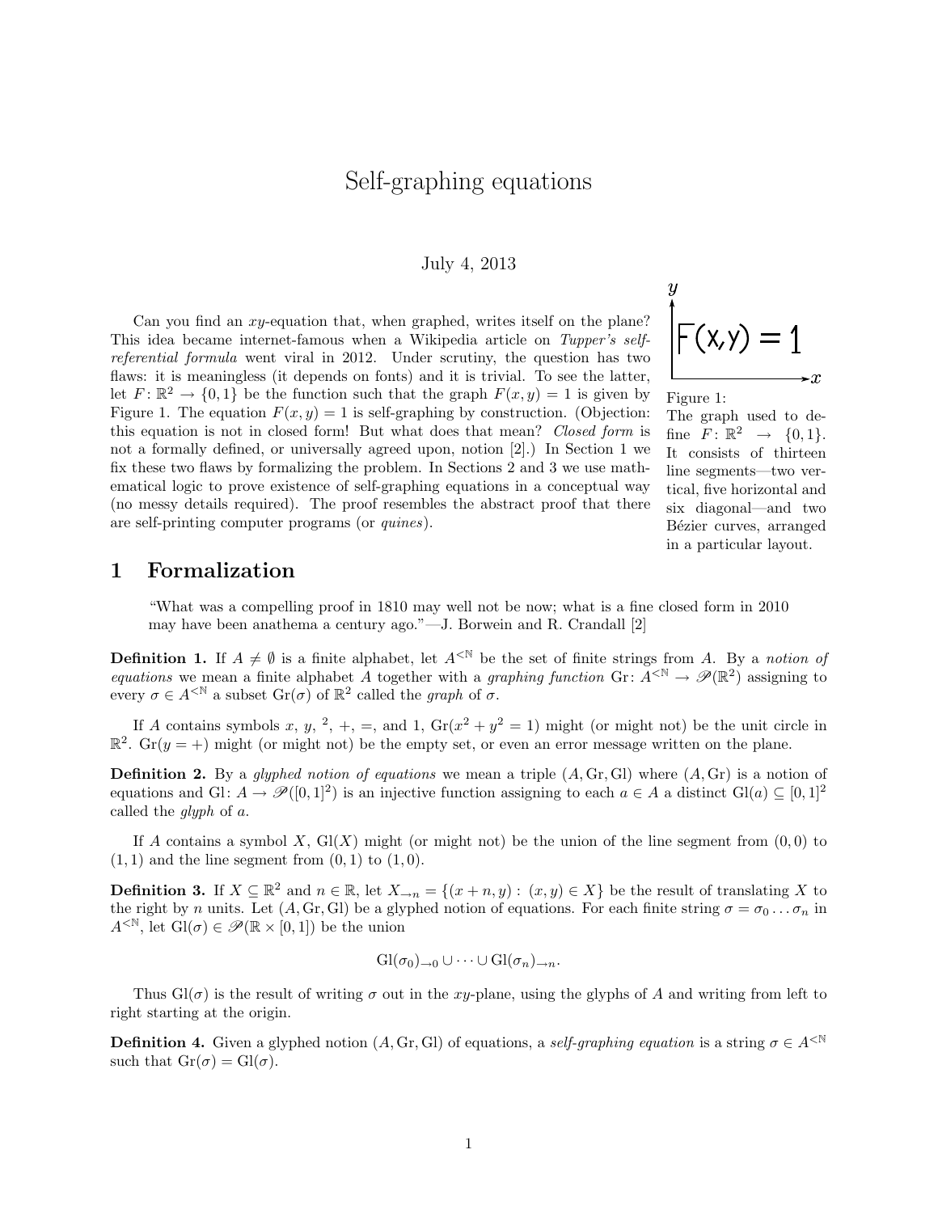// Self-graphing equations

July 4, 2013

Can you find an $xy$-equation that, when graphed, writes itself on the plane? This idea became internet-famous when a Wikipedia article on *Tupper's self-referential formula* went viral in 2012. Under scrutiny, the question has two flaws: it is meaningless (it depends on fonts) and it is trivial. To see the latter, let $F\colon \mathbb{R}^2 \to \{0,1\}$ be the function such that the graph $F(x,y) = 1$ is given by Figure 1. The equation $F(x,y) = 1$ is self-graphing by construction. (Objection: this equation is not in closed form! But what does that mean? *Closed form* is not a formally defined, or universally agreed upon, notion [2].) In Section 1 we fix these two flaws by formalizing the problem. In Sections 2 and 3 we use mathematical logic to prove existence of self-graphing equations in a conceptual way (no messy details required). The proof resembles the abstract proof that there are self-printing computer programs (or *quines*).

Figure 1: The graph used to define $F\colon \mathbb{R}^2 \to \{0,1\}$. It consists of thirteen line segments—two vertical, five horizontal and six diagonal—and two Bézier curves, arranged in a particular layout.

## 1 Formalization

> "What was a compelling proof in 1810 may well not be now; what is a fine closed form in 2010 may have been anathema a century ago."—J. Borwein and R. Crandall [2]

**Definition 1.** If $A \neq \emptyset$ is a finite alphabet, let $A^{<\mathbb{N}}$ be the set of finite strings from $A$. By a *notion of equations* we mean a finite alphabet $A$ together with a *graphing function* $\mathrm{Gr}\colon A^{<\mathbb{N}} \to \mathscr{P}(\mathbb{R}^2)$ assigning to every $\sigma \in A^{<\mathbb{N}}$ a subset $\mathrm{Gr}(\sigma)$ of $\mathbb{R}^2$ called the *graph* of $\sigma$.

If $A$ contains symbols $x$, $y$, $^2$, $+$, $=$, and $1$, $\mathrm{Gr}(x^2+y^2=1)$ might (or might not) be the unit circle in $\mathbb{R}^2$. $\mathrm{Gr}(y=+)$ might (or might not) be the empty set, or even an error message written on the plane.

**Definition 2.** By a *glyphed notion of equations* we mean a triple $(A, \mathrm{Gr}, \mathrm{Gl})$ where $(A, \mathrm{Gr})$ is a notion of equations and $\mathrm{Gl}\colon A \to \mathscr{P}([0,1]^2)$ is an injective function assigning to each $a \in A$ a distinct $\mathrm{Gl}(a) \subseteq [0,1]^2$ called the *glyph* of $a$.

If $A$ contains a symbol $X$, $\mathrm{Gl}(X)$ might (or might not) be the union of the line segment from $(0,0)$ to $(1,1)$ and the line segment from $(0,1)$ to $(1,0)$.

**Definition 3.** If $X \subseteq \mathbb{R}^2$ and $n \in \mathbb{R}$, let $X_{\to n} = \{(x+n, y) : (x,y) \in X\}$ be the result of translating $X$ to the right by $n$ units. Let $(A, \mathrm{Gr}, \mathrm{Gl})$ be a glyphed notion of equations. For each finite string $\sigma = \sigma_0 \ldots \sigma_n$ in $A^{<\mathbb{N}}$, let $\mathrm{Gl}(\sigma) \in \mathscr{P}(\mathbb{R} \times [0,1])$ be the union

$$\mathrm{Gl}(\sigma_0)_{\to 0} \cup \cdots \cup \mathrm{Gl}(\sigma_n)_{\to n}.$$

Thus $\mathrm{Gl}(\sigma)$ is the result of writing $\sigma$ out in the $xy$-plane, using the glyphs of $A$ and writing from left to right starting at the origin.

**Definition 4.** Given a glyphed notion $(A, \mathrm{Gr}, \mathrm{Gl})$ of equations, a *self-graphing equation* is a string $\sigma \in A^{<\mathbb{N}}$ such that $\mathrm{Gr}(\sigma) = \mathrm{Gl}(\sigma)$.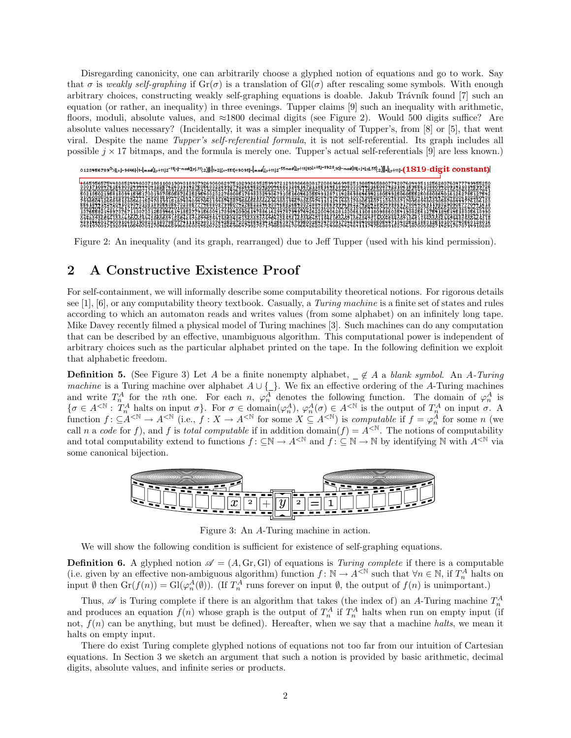Disregarding canonicity, one can arbitrarily choose a glyphed notion of equations and go to work. Say that $\sigma$ is *weakly self-graphing* if $\mathrm{Gr}(\sigma)$ is a translation of $\mathrm{Gl}(\sigma)$ after rescaling some symbols. With enough arbitrary choices, constructing weakly self-graphing equations is doable. Jakub Trávník found [7] such an equation (or rather, an inequality) in three evenings. Tupper claims [9] such an inequality with arithmetic, floors, moduli, absolute values, and $\approx$1800 decimal digits (see Figure 2). Would 500 digits suffice? Are absolute values necessary? (Incidentally, it was a simpler inequality of Tupper's, from [8] or [5], that went viral. Despite the name *Tupper's self-referential formula*, it is not self-referential. Its graph includes all possible $j \times 17$ bitmaps, and the formula is merely one. Tupper's actual self-referentials [9] are less known.)

Figure 2: An inequality (and its graph, rearranged) due to Jeff Tupper (used with his kind permission).

## 2 A Constructive Existence Proof

For self-containment, we will informally describe some computability theoretical notions. For rigorous details see [1], [6], or any computability theory textbook. Casually, a *Turing machine* is a finite set of states and rules according to which an automaton reads and writes values (from some alphabet) on an infinitely long tape. Mike Davey recently filmed a physical model of Turing machines [3]. Such machines can do any computation that can be described by an effective, unambiguous algorithm. This computational power is independent of arbitrary choices such as the particular alphabet printed on the tape. In the following definition we exploit that alphabetic freedom.

**Definition 5.** (See Figure 3) Let $A$ be a finite nonempty alphabet, $\_ \notin A$ a *blank symbol*. An *$A$-Turing machine* is a Turing machine over alphabet $A \cup \{\_\}$. We fix an effective ordering of the $A$-Turing machines and write $T^A_n$ for the $n$th one. For each $n$, $\varphi^A_n$ denotes the following function. The domain of $\varphi^A_n$ is $\{\sigma \in A^{<\mathbb{N}} : T^A_n \text{ halts on input } \sigma\}$. For $\sigma \in \mathrm{domain}(\varphi^A_n)$, $\varphi^A_n(\sigma) \in A^{<\mathbb{N}}$ is the output of $T^A_n$ on input $\sigma$. A function $f : \subseteq A^{<\mathbb{N}} \to A^{<\mathbb{N}}$ (i.e., $f : X \to A^{<\mathbb{N}}$ for some $X \subseteq A^{<\mathbb{N}}$) is *computable* if $f = \varphi^A_n$ for some $n$ (we call $n$ a *code* for $f$), and $f$ is *total computable* if in addition $\mathrm{domain}(f) = A^{<\mathbb{N}}$. The notions of computability and total computability extend to functions $f : \subseteq \mathbb{N} \to A^{<\mathbb{N}}$ and $f : \subseteq \mathbb{N} \to \mathbb{N}$ by identifying $\mathbb{N}$ with $A^{<\mathbb{N}}$ via some canonical bijection.

Figure 3: An $A$-Turing machine in action.

We will show the following condition is sufficient for existence of self-graphing equations.

**Definition 6.** A glyphed notion $\mathscr{A} = (A, \mathrm{Gr}, \mathrm{Gl})$ of equations is *Turing complete* if there is a computable (i.e. given by an effective non-ambiguous algorithm) function $f : \mathbb{N} \to A^{<\mathbb{N}}$ such that $\forall n \in \mathbb{N}$, if $T^A_n$ halts on input $\emptyset$ then $\mathrm{Gr}(f(n)) = \mathrm{Gl}(\varphi^A_n(\emptyset))$. (If $T^A_n$ runs forever on input $\emptyset$, the output of $f(n)$ is unimportant.)

Thus, $\mathscr{A}$ is Turing complete if there is an algorithm that takes (the index of) an $A$-Turing machine $T^A_n$ and produces an equation $f(n)$ whose graph is the output of $T^A_n$ if $T^A_n$ halts when run on empty input (if not, $f(n)$ can be anything, but must be defined). Hereafter, when we say that a machine *halts*, we mean it halts on empty input.

There do exist Turing complete glyphed notions of equations not too far from our intuition of Cartesian equations. In Section 3 we sketch an argument that such a notion is provided by basic arithmetic, decimal digits, absolute values, and infinite series or products.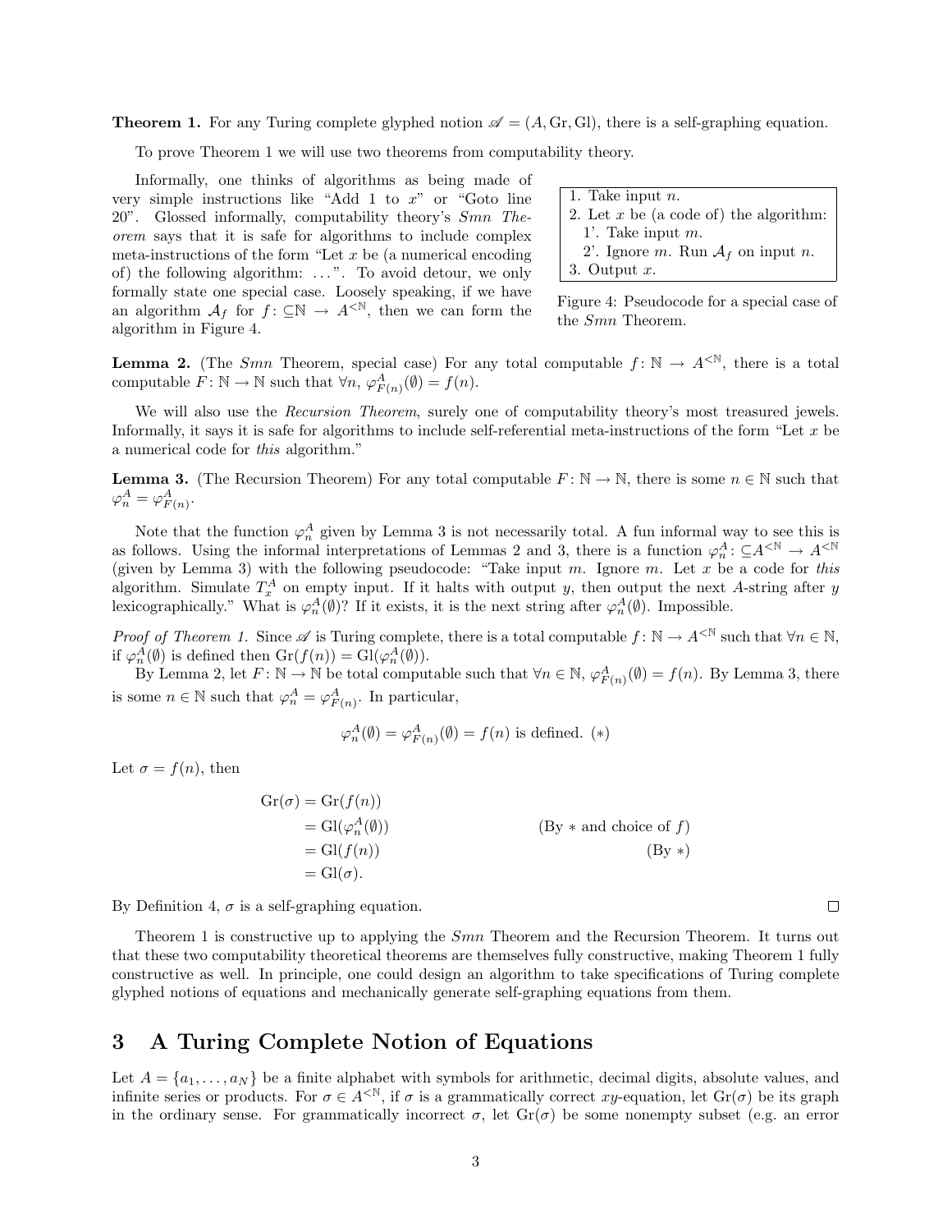**Theorem 1.** For any Turing complete glyphed notion $\mathscr{A} = (A, \mathrm{Gr}, \mathrm{Gl})$, there is a self-graphing equation.

To prove Theorem 1 we will use two theorems from computability theory.

Informally, one thinks of algorithms as being made of very simple instructions like "Add 1 to $x$" or "Goto line 20". Glossed informally, computability theory's *Smn Theorem* says that it is safe for algorithms to include complex meta-instructions of the form "Let $x$ be (a numerical encoding of) the following algorithm: ...". To avoid detour, we only formally state one special case. Loosely speaking, if we have an algorithm $\mathcal{A}_f$ for $f\colon \subseteq \mathbb{N} \to A^{<\mathbb{N}}$, then we can form the algorithm in Figure 4.

```
1. Take input n.
2. Let x be (a code of) the algorithm:
   1'. Take input m.
   2'. Ignore m. Run A_f on input n.
3. Output x.
```

Figure 4: Pseudocode for a special case of the *Smn* Theorem.

**Lemma 2.** (The *Smn* Theorem, special case) For any total computable $f\colon \mathbb{N} \to A^{<\mathbb{N}}$, there is a total computable $F\colon \mathbb{N} \to \mathbb{N}$ such that $\forall n$, $\varphi^A_{F(n)}(\emptyset) = f(n)$.

We will also use the *Recursion Theorem*, surely one of computability theory's most treasured jewels. Informally, it says it is safe for algorithms to include self-referential meta-instructions of the form "Let $x$ be a numerical code for *this* algorithm."

**Lemma 3.** (The Recursion Theorem) For any total computable $F\colon \mathbb{N} \to \mathbb{N}$, there is some $n \in \mathbb{N}$ such that $\varphi^A_n = \varphi^A_{F(n)}$.

Note that the function $\varphi^A_n$ given by Lemma 3 is not necessarily total. A fun informal way to see this is as follows. Using the informal interpretations of Lemmas 2 and 3, there is a function $\varphi^A_n\colon \subseteq A^{<\mathbb{N}} \to A^{<\mathbb{N}}$ (given by Lemma 3) with the following pseudocode: "Take input $m$. Ignore $m$. Let $x$ be a code for *this* algorithm. Simulate $T^A_x$ on empty input. If it halts with output $y$, then output the next $A$-string after $y$ lexicographically." What is $\varphi^A_n(\emptyset)$? If it exists, it is the next string after $\varphi^A_n(\emptyset)$. Impossible.

*Proof of Theorem 1.* Since $\mathscr{A}$ is Turing complete, there is a total computable $f : \mathbb{N} \to A^{<\mathbb{N}}$ such that $\forall n \in \mathbb{N}$, if $\varphi^A_n(\emptyset)$ is defined then $\mathrm{Gr}(f(n)) = \mathrm{Gl}(\varphi^A_n(\emptyset))$.

By Lemma 2, let $F\colon \mathbb{N} \to \mathbb{N}$ be total computable such that $\forall n \in \mathbb{N}$, $\varphi^A_{F(n)}(\emptyset) = f(n)$. By Lemma 3, there is some $n \in \mathbb{N}$ such that $\varphi^A_n = \varphi^A_{F(n)}$. In particular,

$$\varphi^A_n(\emptyset) = \varphi^A_{F(n)}(\emptyset) = f(n) \text{ is defined. } (*)$$

Let $\sigma = f(n)$, then

$$\begin{aligned}
\mathrm{Gr}(\sigma) &= \mathrm{Gr}(f(n)) \\
&= \mathrm{Gl}(\varphi^A_n(\emptyset)) && \text{(By $*$ and choice of $f$)} \\
&= \mathrm{Gl}(f(n)) && \text{(By $*$)} \\
&= \mathrm{Gl}(\sigma).
\end{aligned}$$

By Definition 4, $\sigma$ is a self-graphing equation. ∎

Theorem 1 is constructive up to applying the *Smn* Theorem and the Recursion Theorem. It turns out that these two computability theoretical theorems are themselves fully constructive, making Theorem 1 fully constructive as well. In principle, one could design an algorithm to take specifications of Turing complete glyphed notions of equations and mechanically generate self-graphing equations from them.

## 3 A Turing Complete Notion of Equations

Let $A = \{a_1, \ldots, a_N\}$ be a finite alphabet with symbols for arithmetic, decimal digits, absolute values, and infinite series or products. For $\sigma \in A^{<\mathbb{N}}$, if $\sigma$ is a grammatically correct $xy$-equation, let $\mathrm{Gr}(\sigma)$ be its graph in the ordinary sense. For grammatically incorrect $\sigma$, let $\mathrm{Gr}(\sigma)$ be some nonempty subset (e.g. an error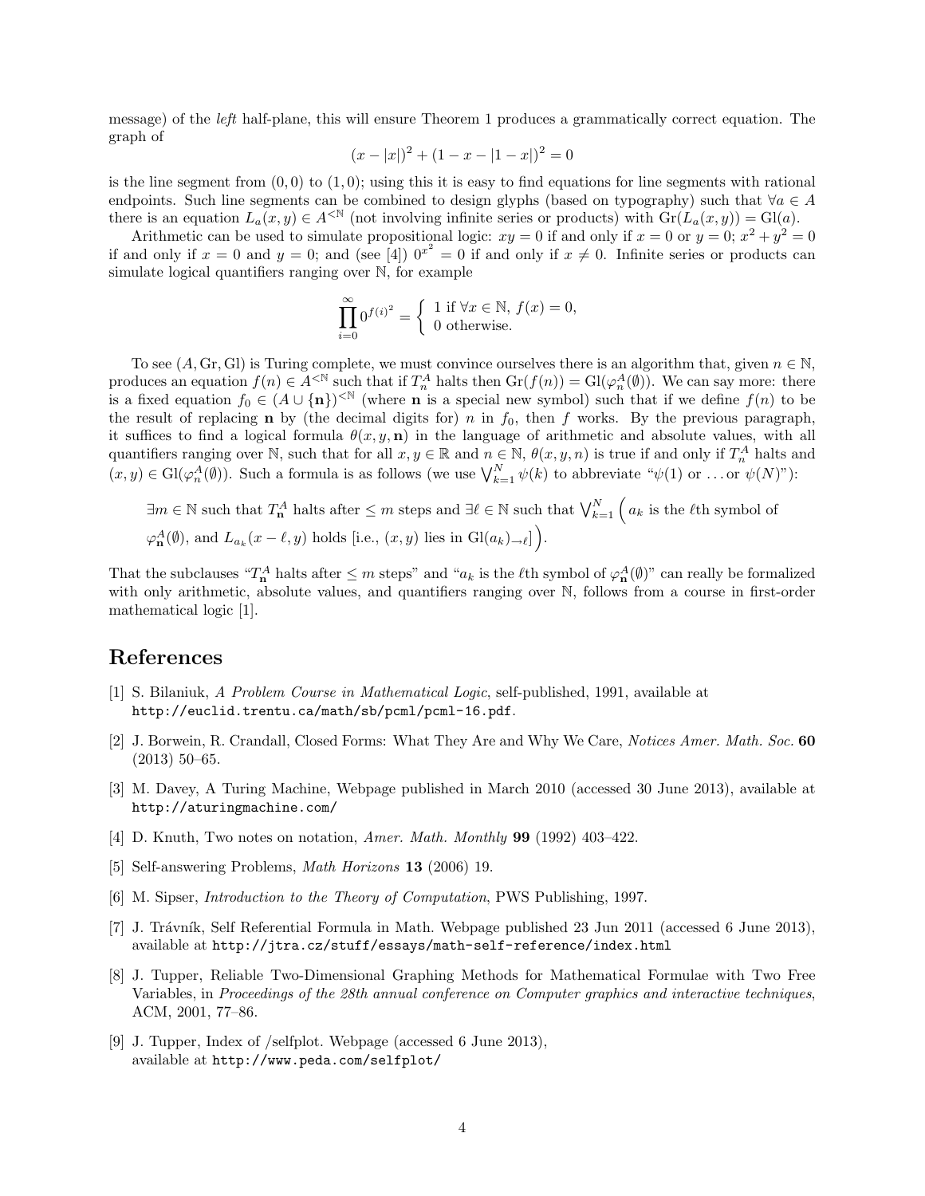message) of the *left* half-plane, this will ensure Theorem 1 produces a grammatically correct equation. The graph of

$$(x - |x|)^2 + (1 - x - |1 - x|)^2 = 0$$

is the line segment from $(0,0)$ to $(1,0)$; using this it is easy to find equations for line segments with rational endpoints. Such line segments can be combined to design glyphs (based on typography) such that $\forall a \in A$ there is an equation $L_a(x,y) \in A^{<\mathbb{N}}$ (not involving infinite series or products) with $\mathrm{Gr}(L_a(x,y)) = \mathrm{Gl}(a)$.

Arithmetic can be used to simulate propositional logic: $xy = 0$ if and only if $x = 0$ or $y = 0$; $x^2 + y^2 = 0$ if and only if $x = 0$ and $y = 0$; and (see [4]) $0^{x^2} = 0$ if and only if $x \neq 0$. Infinite series or products can simulate logical quantifiers ranging over $\mathbb{N}$, for example

$$\prod_{i=0}^{\infty} 0^{f(i)^2} = \begin{cases} 1 \text{ if } \forall x \in \mathbb{N},\, f(x) = 0, \\ 0 \text{ otherwise.} \end{cases}$$

To see $(A, \mathrm{Gr}, \mathrm{Gl})$ is Turing complete, we must convince ourselves there is an algorithm that, given $n \in \mathbb{N}$, produces an equation $f(n) \in A^{<\mathbb{N}}$ such that if $T^A_n$ halts then $\mathrm{Gr}(f(n)) = \mathrm{Gl}(\varphi^A_n(\emptyset))$. We can say more: there is a fixed equation $f_0 \in (A \cup \{\mathbf{n}\})^{<\mathbb{N}}$ (where $\mathbf{n}$ is a special new symbol) such that if we define $f(n)$ to be the result of replacing $\mathbf{n}$ by (the decimal digits for) $n$ in $f_0$, then $f$ works. By the previous paragraph, it suffices to find a logical formula $\theta(x, y, \mathbf{n})$ in the language of arithmetic and absolute values, with all quantifiers ranging over $\mathbb{N}$, such that for all $x, y \in \mathbb{R}$ and $n \in \mathbb{N}$, $\theta(x, y, n)$ is true if and only if $T^A_n$ halts and $(x, y) \in \mathrm{Gl}(\varphi^A_n(\emptyset))$. Such a formula is as follows (we use $\bigvee_{k=1}^N \psi(k)$ to abbreviate "$\psi(1)$ or ... or $\psi(N)$"):

> $\exists m \in \mathbb{N}$ such that $T^A_{\mathbf{n}}$ halts after $\leq m$ steps and $\exists \ell \in \mathbb{N}$ such that $\bigvee_{k=1}^N \Big( a_k$ is the $\ell$th symbol of $\varphi^A_{\mathbf{n}}(\emptyset)$, and $L_{a_k}(x - \ell, y)$ holds [i.e., $(x, y)$ lies in $\mathrm{Gl}(a_k)_{\to \ell}$]$\Big)$.

That the subclauses "$T^A_{\mathbf{n}}$ halts after $\leq m$ steps" and "$a_k$ is the $\ell$th symbol of $\varphi^A_{\mathbf{n}}(\emptyset)$" can really be formalized with only arithmetic, absolute values, and quantifiers ranging over $\mathbb{N}$, follows from a course in first-order mathematical logic [1].

## References

[1] S. Bilaniuk, *A Problem Course in Mathematical Logic*, self-published, 1991, available at http://euclid.trentu.ca/math/sb/pcml/pcml-16.pdf.

[2] J. Borwein, R. Crandall, Closed Forms: What They Are and Why We Care, *Notices Amer. Math. Soc.* **60** (2013) 50–65.

[3] M. Davey, A Turing Machine, Webpage published in March 2010 (accessed 30 June 2013), available at http://aturingmachine.com/

[4] D. Knuth, Two notes on notation, *Amer. Math. Monthly* **99** (1992) 403–422.

[5] Self-answering Problems, *Math Horizons* **13** (2006) 19.

[6] M. Sipser, *Introduction to the Theory of Computation*, PWS Publishing, 1997.

[7] J. Trávník, Self Referential Formula in Math. Webpage published 23 Jun 2011 (accessed 6 June 2013), available at http://jtra.cz/stuff/essays/math-self-reference/index.html

[8] J. Tupper, Reliable Two-Dimensional Graphing Methods for Mathematical Formulae with Two Free Variables, in *Proceedings of the 28th annual conference on Computer graphics and interactive techniques*, ACM, 2001, 77–86.

[9] J. Tupper, Index of /selfplot. Webpage (accessed 6 June 2013), available at http://www.peda.com/selfplot/